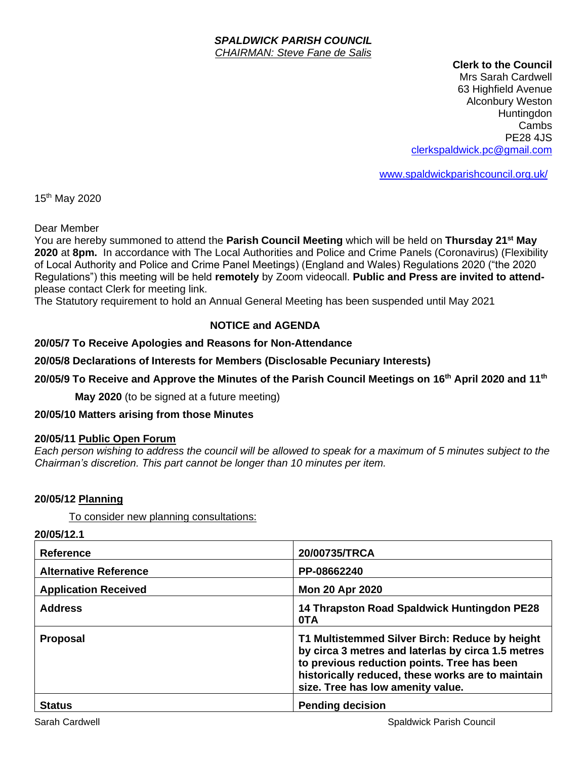# *SPALDWICK PARISH COUNCIL*

*CHAIRMAN: Steve Fane de Salis*

**Clerk to the Council**
Mrs Sarah Cardwell
63 Highfield Avenue
Alconbury Weston
Huntingdon
Cambs
PE28 4JS
clerkspaldwick.pc@gmail.com

www.spaldwickparishcouncil.org.uk/

15th May 2020

Dear Member

You are hereby summoned to attend the **Parish Council Meeting** which will be held on **Thursday 21st May 2020** at **8pm.** In accordance with The Local Authorities and Police and Crime Panels (Coronavirus) (Flexibility of Local Authority and Police and Crime Panel Meetings) (England and Wales) Regulations 2020 ("the 2020 Regulations") this meeting will be held **remotely** by Zoom videocall. **Public and Press are invited to attend-** please contact Clerk for meeting link.

The Statutory requirement to hold an Annual General Meeting has been suspended until May 2021

## NOTICE and AGENDA

**20/05/7 To Receive Apologies and Reasons for Non-Attendance**

**20/05/8 Declarations of Interests for Members (Disclosable Pecuniary Interests)**

**20/05/9 To Receive and Approve the Minutes of the Parish Council Meetings on 16th April 2020 and 11th May 2020** (to be signed at a future meeting)

**20/05/10 Matters arising from those Minutes**

**20/05/11 Public Open Forum**

*Each person wishing to address the council will be allowed to speak for a maximum of 5 minutes subject to the Chairman's discretion. This part cannot be longer than 10 minutes per item.*

**20/05/12 Planning**

To consider new planning consultations:

**20/05/12.1**

| | |
|---|---|
| **Reference** | **20/00735/TRCA** |
| **Alternative Reference** | **PP-08662240** |
| **Application Received** | **Mon 20 Apr 2020** |
| **Address** | **14 Thrapston Road Spaldwick Huntingdon PE28 0TA** |
| **Proposal** | **T1 Multistemmed Silver Birch: Reduce by height by circa 3 metres and laterlas by circa 1.5 metres to previous reduction points. Tree has been historically reduced, these works are to maintain size. Tree has low amenity value.** |
| **Status** | **Pending decision** |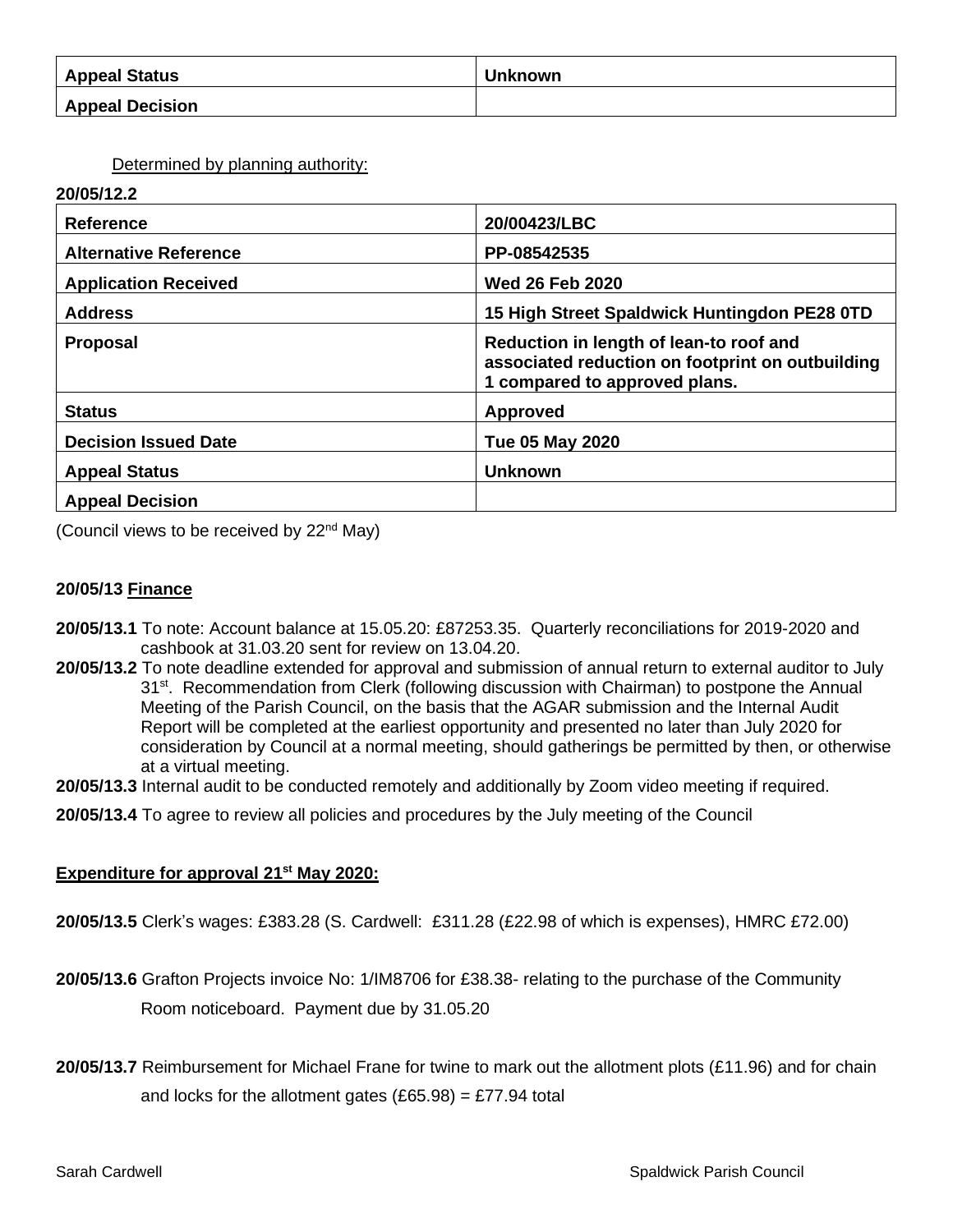| Appeal Status | Unknown |
|---|---|
| Appeal Decision | |

Determined by planning authority:

**20/05/12.2**

| Reference | 20/00423/LBC |
|---|---|
| Alternative Reference | PP-08542535 |
| Application Received | Wed 26 Feb 2020 |
| Address | 15 High Street Spaldwick Huntingdon PE28 0TD |
| Proposal | Reduction in length of lean-to roof and associated reduction on footprint on outbuilding 1 compared to approved plans. |
| Status | Approved |
| Decision Issued Date | Tue 05 May 2020 |
| Appeal Status | Unknown |
| Appeal Decision | |

(Council views to be received by 22nd May)

**20/05/13 Finance**

**20/05/13.1** To note: Account balance at 15.05.20: £87253.35. Quarterly reconciliations for 2019-2020 and cashbook at 31.03.20 sent for review on 13.04.20.

**20/05/13.2** To note deadline extended for approval and submission of annual return to external auditor to July 31st. Recommendation from Clerk (following discussion with Chairman) to postpone the Annual Meeting of the Parish Council, on the basis that the AGAR submission and the Internal Audit Report will be completed at the earliest opportunity and presented no later than July 2020 for consideration by Council at a normal meeting, should gatherings be permitted by then, or otherwise at a virtual meeting.

**20/05/13.3** Internal audit to be conducted remotely and additionally by Zoom video meeting if required.

**20/05/13.4** To agree to review all policies and procedures by the July meeting of the Council

**Expenditure for approval 21st May 2020:**

**20/05/13.5** Clerk's wages: £383.28 (S. Cardwell: £311.28 (£22.98 of which is expenses), HMRC £72.00)

**20/05/13.6** Grafton Projects invoice No: 1/IM8706 for £38.38- relating to the purchase of the Community Room noticeboard. Payment due by 31.05.20

**20/05/13.7** Reimbursement for Michael Frane for twine to mark out the allotment plots (£11.96) and for chain and locks for the allotment gates (£65.98) = £77.94 total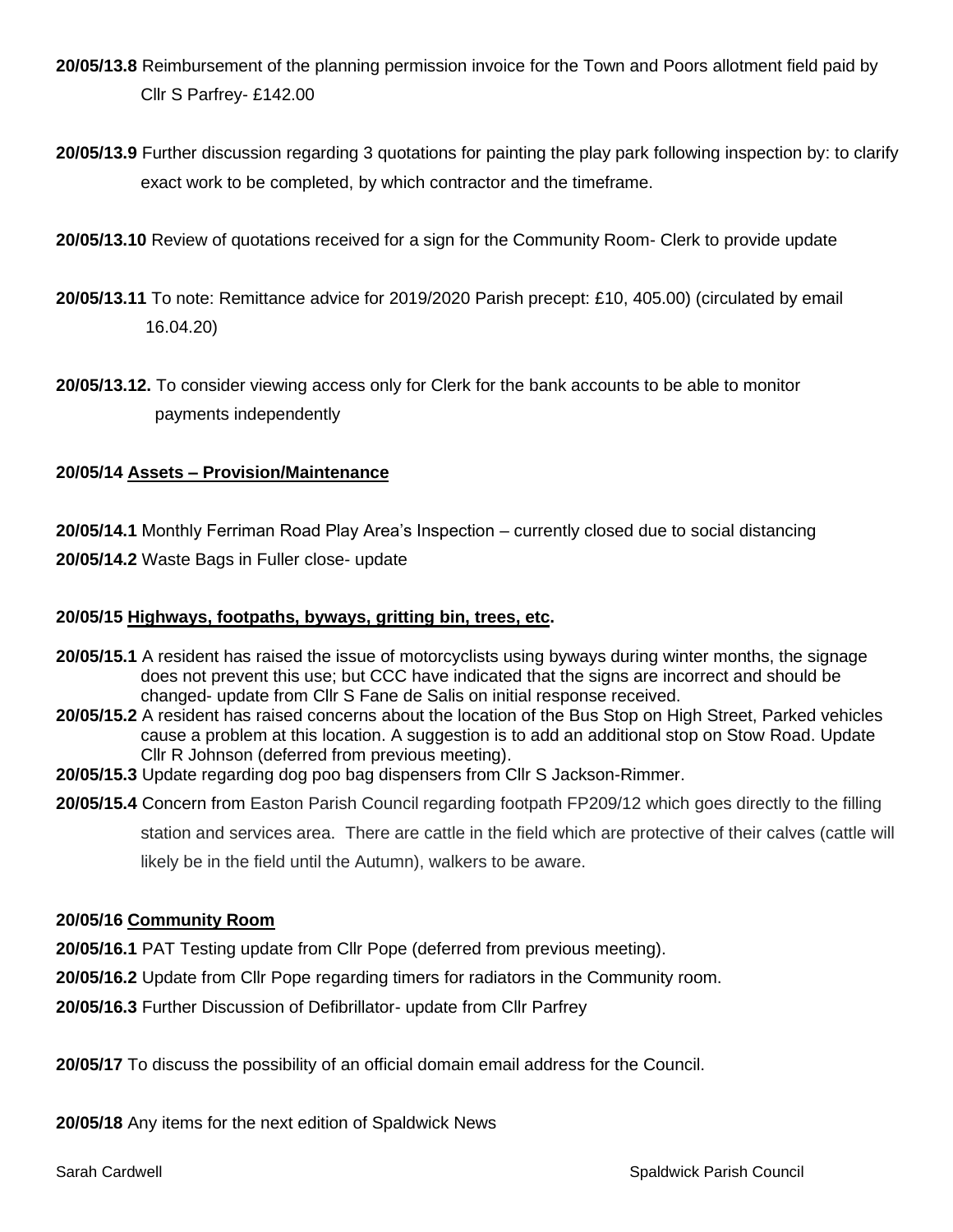**20/05/13.8** Reimbursement of the planning permission invoice for the Town and Poors allotment field paid by Cllr S Parfrey- £142.00

**20/05/13.9** Further discussion regarding 3 quotations for painting the play park following inspection by: to clarify exact work to be completed, by which contractor and the timeframe.

**20/05/13.10** Review of quotations received for a sign for the Community Room- Clerk to provide update

**20/05/13.11** To note: Remittance advice for 2019/2020 Parish precept: £10, 405.00) (circulated by email 16.04.20)

**20/05/13.12.** To consider viewing access only for Clerk for the bank accounts to be able to monitor payments independently

**20/05/14 <u>Assets – Provision/Maintenance</u>**

**20/05/14.1** Monthly Ferriman Road Play Area's Inspection – currently closed due to social distancing

**20/05/14.2** Waste Bags in Fuller close- update

**20/05/15 <u>Highways, footpaths, byways, gritting bin, trees, etc</u>.**

**20/05/15.1** A resident has raised the issue of motorcyclists using byways during winter months, the signage does not prevent this use; but CCC have indicated that the signs are incorrect and should be changed- update from Cllr S Fane de Salis on initial response received.

**20/05/15.2** A resident has raised concerns about the location of the Bus Stop on High Street, Parked vehicles cause a problem at this location. A suggestion is to add an additional stop on Stow Road. Update Cllr R Johnson (deferred from previous meeting).

**20/05/15.3** Update regarding dog poo bag dispensers from Cllr S Jackson-Rimmer.

**20/05/15.4** Concern from Easton Parish Council regarding footpath FP209/12 which goes directly to the filling station and services area. There are cattle in the field which are protective of their calves (cattle will likely be in the field until the Autumn), walkers to be aware.

**20/05/16 <u>Community Room</u>**

**20/05/16.1** PAT Testing update from Cllr Pope (deferred from previous meeting).

**20/05/16.2** Update from Cllr Pope regarding timers for radiators in the Community room.

**20/05/16.3** Further Discussion of Defibrillator- update from Cllr Parfrey

**20/05/17** To discuss the possibility of an official domain email address for the Council.

**20/05/18** Any items for the next edition of Spaldwick News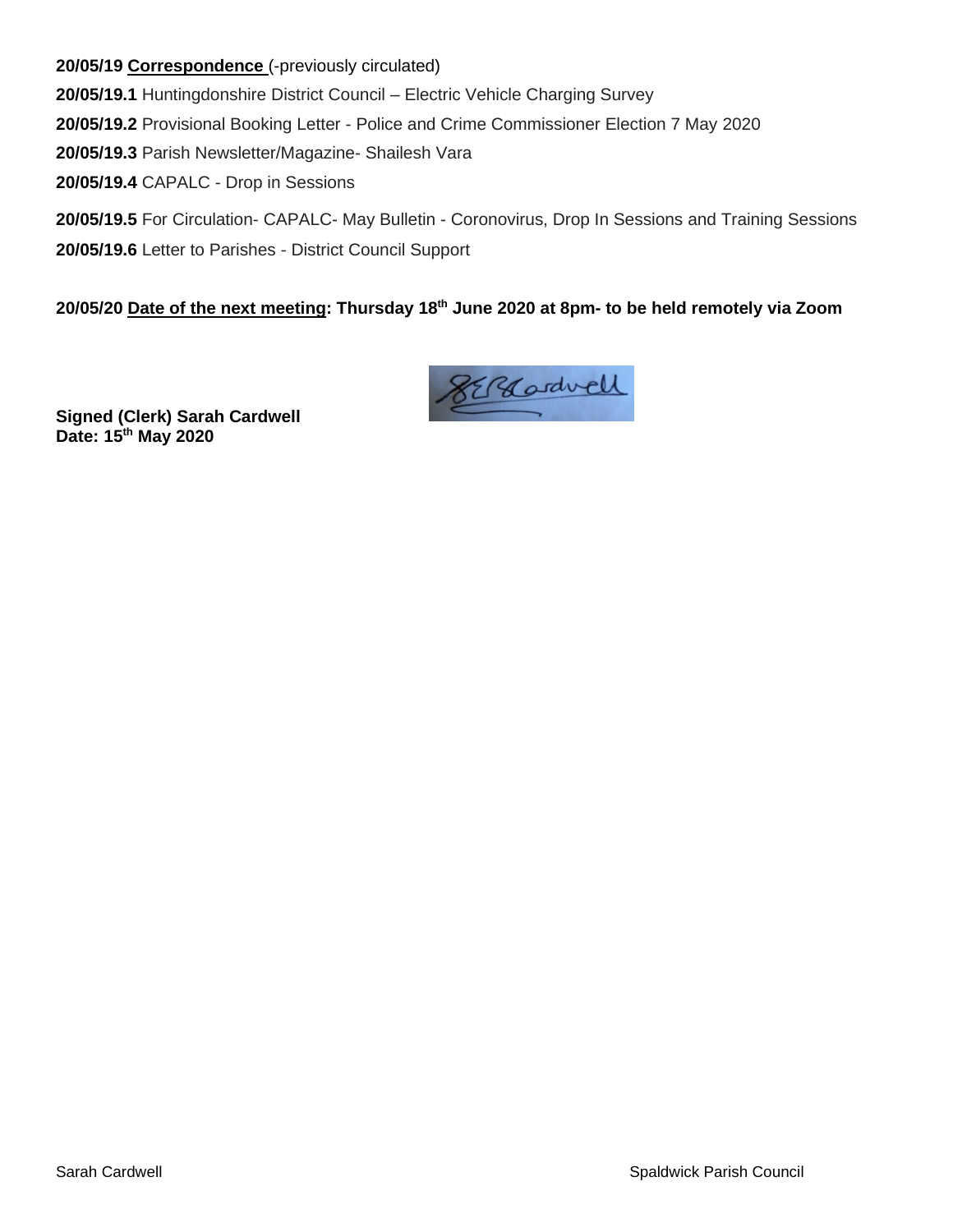**20/05/19 <u>Correspondence</u>** (-previously circulated)

**20/05/19.1** Huntingdonshire District Council – Electric Vehicle Charging Survey

**20/05/19.2** Provisional Booking Letter - Police and Crime Commissioner Election 7 May 2020

**20/05/19.3** Parish Newsletter/Magazine- Shailesh Vara

**20/05/19.4** CAPALC - Drop in Sessions

**20/05/19.5** For Circulation- CAPALC- May Bulletin - Coronovirus, Drop In Sessions and Training Sessions

**20/05/19.6** Letter to Parishes - District Council Support

**20/05/20 <u>Date of the next meeting</u>: Thursday 18th June 2020 at 8pm- to be held remotely via Zoom**

**Signed (Clerk) Sarah Cardwell**
**Date: 15th May 2020**